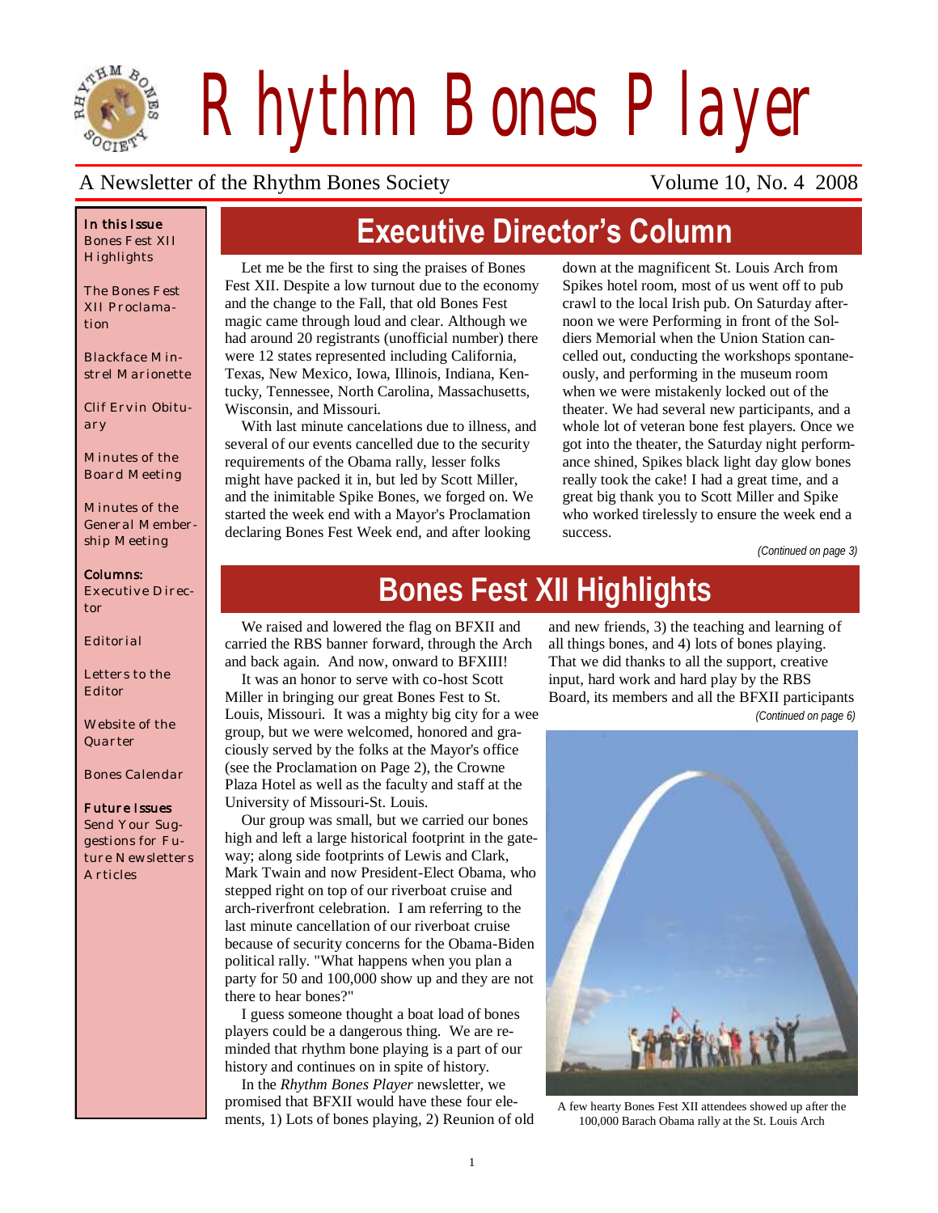# Rhythm Bones Player

A Newsletter of the Rhythm Bones Society — Volume 10, No. 4 2008

**In this Issue**
- Bones Fest XII Highlights
- The Bones Fest XII Proclamation
- Blackface Minstrel Marionette
- Clif Ervin Obituary
- Minutes of the Board Meeting
- Minutes of the General Membership Meeting

**Columns:**
- Executive Director
- Editorial
- Letters to the Editor
- Website of the Quarter
- Bones Calendar

**Future Issues**
Send Your Suggestions for Future Newsletters Articles

## Executive Director's Column

Let me be the first to sing the praises of Bones Fest XII. Despite a low turnout due to the economy and the change to the Fall, that old Bones Fest magic came through loud and clear. Although we had around 20 registrants (unofficial number) there were 12 states represented including California, Texas, New Mexico, Iowa, Illinois, Indiana, Kentucky, Tennessee, North Carolina, Massachusetts, Wisconsin, and Missouri.

With last minute cancelations due to illness, and several of our events cancelled due to the security requirements of the Obama rally, lesser folks might have packed it in, but led by Scott Miller, and the inimitable Spike Bones, we forged on. We started the week end with a Mayor's Proclamation declaring Bones Fest Week end, and after looking down at the magnificent St. Louis Arch from Spikes hotel room, most of us went off to pub crawl to the local Irish pub. On Saturday afternoon we were Performing in front of the Soldiers Memorial when the Union Station cancelled out, conducting the workshops spontaneously, and performing in the museum room when we were mistakenly locked out of the theater. We had several new participants, and a whole lot of veteran bone fest players. Once we got into the theater, the Saturday night performance shined, Spikes black light day glow bones really took the cake! I had a great time, and a great big thank you to Scott Miller and Spike who worked tirelessly to ensure the week end a success.

*(Continued on page 3)*

## Bones Fest XII Highlights

We raised and lowered the flag on BFXII and carried the RBS banner forward, through the Arch and back again. And now, onward to BFXIII!

It was an honor to serve with co-host Scott Miller in bringing our great Bones Fest to St. Louis, Missouri. It was a mighty big city for a wee group, but we were welcomed, honored and graciously served by the folks at the Mayor's office (see the Proclamation on Page 2), the Crowne Plaza Hotel as well as the faculty and staff at the University of Missouri-St. Louis.

Our group was small, but we carried our bones high and left a large historical footprint in the gateway; along side footprints of Lewis and Clark, Mark Twain and now President-Elect Obama, who stepped right on top of our riverboat cruise and arch-riverfront celebration. I am referring to the last minute cancellation of our riverboat cruise because of security concerns for the Obama-Biden political rally. "What happens when you plan a party for 50 and 100,000 show up and they are not there to hear bones?"

I guess someone thought a boat load of bones players could be a dangerous thing. We are reminded that rhythm bone playing is a part of our history and continues on in spite of history.

In the *Rhythm Bones Player* newsletter, we promised that BFXII would have these four elements, 1) Lots of bones playing, 2) Reunion of old and new friends, 3) the teaching and learning of all things bones, and 4) lots of bones playing. That we did thanks to all the support, creative input, hard work and hard play by the RBS Board, its members and all the BFXII participants

*(Continued on page 6)*

A few hearty Bones Fest XII attendees showed up after the 100,000 Barach Obama rally at the St. Louis Arch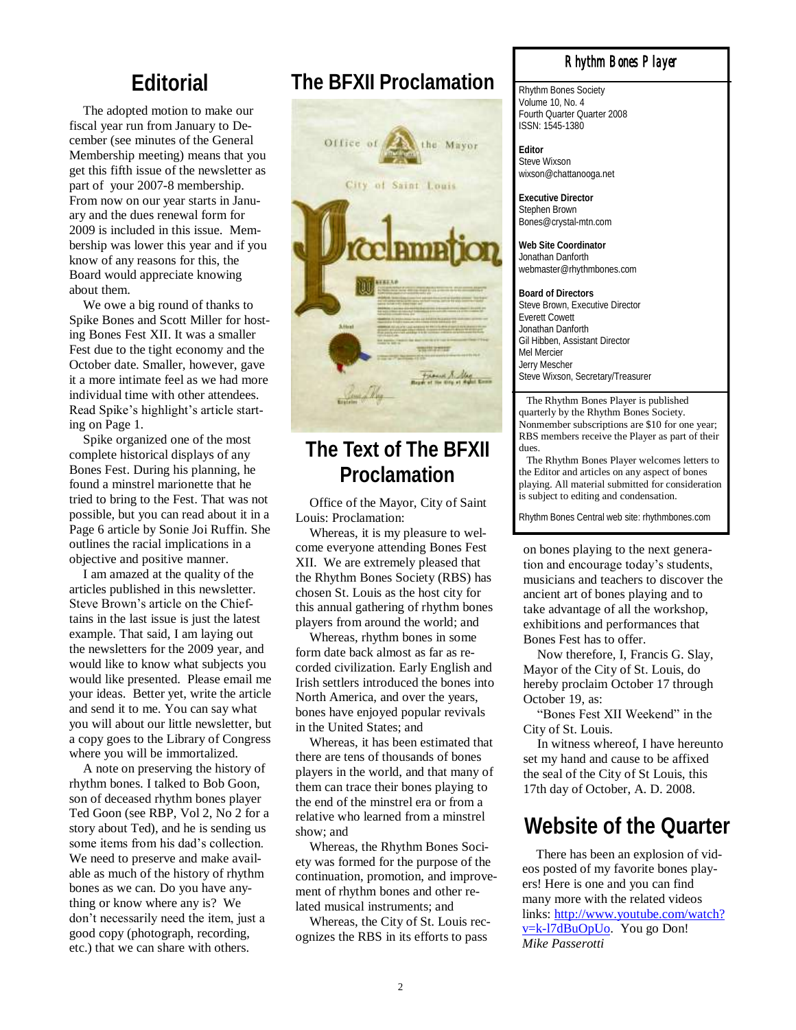## Editorial

The adopted motion to make our fiscal year run from January to December (see minutes of the General Membership meeting) means that you get this fifth issue of the newsletter as part of your 2007-8 membership. From now on our year starts in January and the dues renewal form for 2009 is included in this issue. Membership was lower this year and if you know of any reasons for this, the Board would appreciate knowing about them.

We owe a big round of thanks to Spike Bones and Scott Miller for hosting Bones Fest XII. It was a smaller Fest due to the tight economy and the October date. Smaller, however, gave it a more intimate feel as we had more individual time with other attendees. Read Spike's highlight's article starting on Page 1.

Spike organized one of the most complete historical displays of any Bones Fest. During his planning, he found a minstrel marionette that he tried to bring to the Fest. That was not possible, but you can read about it in a Page 6 article by Sonie Joi Ruffin. She outlines the racial implications in a objective and positive manner.

I am amazed at the quality of the articles published in this newsletter. Steve Brown's article on the Chieftains in the last issue is just the latest example. That said, I am laying out the newsletters for the 2009 year, and would like to know what subjects you would like presented. Please email me your ideas. Better yet, write the article and send it to me. You can say what you will about our little newsletter, but a copy goes to the Library of Congress where you will be immortalized.

A note on preserving the history of rhythm bones. I talked to Bob Goon, son of deceased rhythm bones player Ted Goon (see RBP, Vol 2, No 2 for a story about Ted), and he is sending us some items from his dad's collection. We need to preserve and make available as much of the history of rhythm bones as we can. Do you have anything or know where any is? We don't necessarily need the item, just a good copy (photograph, recording, etc.) that we can share with others.

## The BFXII Proclamation

## The Text of The BFXII Proclamation

Office of the Mayor, City of Saint Louis: Proclamation:

Whereas, it is my pleasure to welcome everyone attending Bones Fest XII. We are extremely pleased that the Rhythm Bones Society (RBS) has chosen St. Louis as the host city for this annual gathering of rhythm bones players from around the world; and

Whereas, rhythm bones in some form date back almost as far as recorded civilization. Early English and Irish settlers introduced the bones into North America, and over the years, bones have enjoyed popular revivals in the United States; and

Whereas, it has been estimated that there are tens of thousands of bones players in the world, and that many of them can trace their bones playing to the end of the minstrel era or from a relative who learned from a minstrel show; and

Whereas, the Rhythm Bones Society was formed for the purpose of the continuation, promotion, and improvement of rhythm bones and other related musical instruments; and

Whereas, the City of St. Louis recognizes the RBS in its efforts to pass on bones playing to the next generation and encourage today's students, musicians and teachers to discover the ancient art of bones playing and to take advantage of all the workshop, exhibitions and performances that Bones Fest has to offer.

Now therefore, I, Francis G. Slay, Mayor of the City of St. Louis, do hereby proclaim October 17 through October 19, as:

"Bones Fest XII Weekend" in the City of St. Louis.

In witness whereof, I have hereunto set my hand and cause to be affixed the seal of the City of St Louis, this 17th day of October, A. D. 2008.

## Rhythm Bones Player

Rhythm Bones Society
Volume 10, No. 4
Fourth Quarter Quarter 2008
ISSN: 1545-1380

**Editor**
Steve Wixson
wixson@chattanooga.net

**Executive Director**
Stephen Brown
Bones@crystal-mtn.com

**Web Site Coordinator**
Jonathan Danforth
webmaster@rhythmbones.com

**Board of Directors**
Steve Brown, Executive Director
Everett Cowett
Jonathan Danforth
Gil Hibben, Assistant Director
Mel Mercier
Jerry Mescher
Steve Wixson, Secretary/Treasurer

The Rhythm Bones Player is published quarterly by the Rhythm Bones Society. Nonmember subscriptions are $10 for one year; RBS members receive the Player as part of their dues.

The Rhythm Bones Player welcomes letters to the Editor and articles on any aspect of bones playing. All material submitted for consideration is subject to editing and condensation.

Rhythm Bones Central web site: rhythmbones.com

## Website of the Quarter

There has been an explosion of videos posted of my favorite bones players! Here is one and you can find many more with the related videos links: http://www.youtube.com/watch?v=k-l7dBuOpUo. You go Don! *Mike Passerotti*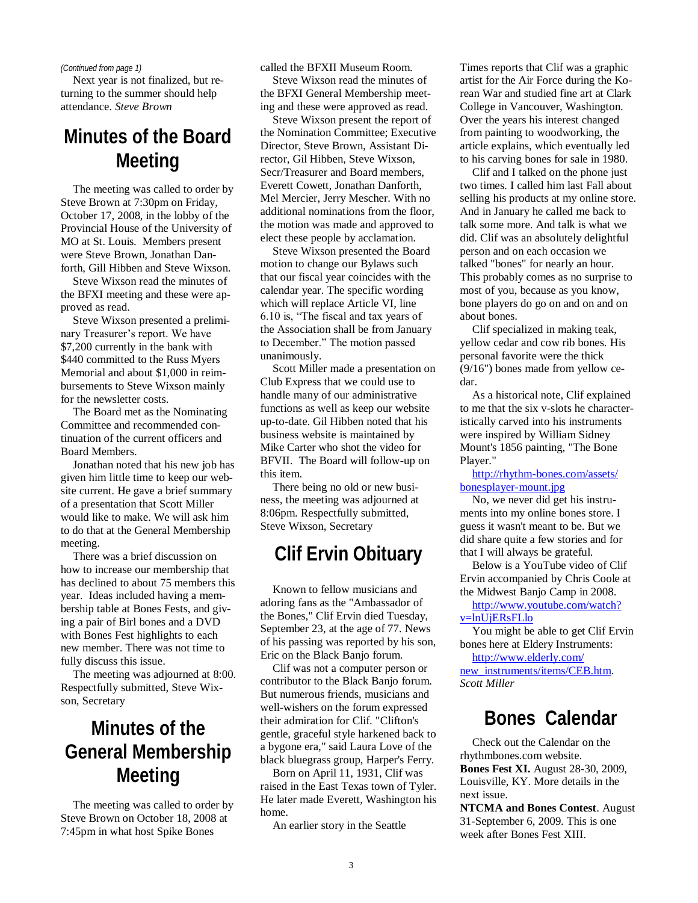*(Continued from page 1)*

Next year is not finalized, but returning to the summer should help attendance. *Steve Brown*

## Minutes of the Board Meeting

The meeting was called to order by Steve Brown at 7:30pm on Friday, October 17, 2008, in the lobby of the Provincial House of the University of MO at St. Louis. Members present were Steve Brown, Jonathan Danforth, Gill Hibben and Steve Wixson.

Steve Wixson read the minutes of the BFXI meeting and these were approved as read.

Steve Wixson presented a preliminary Treasurer's report. We have $7,200 currently in the bank with $440 committed to the Russ Myers Memorial and about $1,000 in reimbursements to Steve Wixson mainly for the newsletter costs.

The Board met as the Nominating Committee and recommended continuation of the current officers and Board Members.

Jonathan noted that his new job has given him little time to keep our website current. He gave a brief summary of a presentation that Scott Miller would like to make. We will ask him to do that at the General Membership meeting.

There was a brief discussion on how to increase our membership that has declined to about 75 members this year. Ideas included having a membership table at Bones Fests, and giving a pair of Birl bones and a DVD with Bones Fest highlights to each new member. There was not time to fully discuss this issue.

The meeting was adjourned at 8:00. Respectfully submitted, Steve Wixson, Secretary

## Minutes of the General Membership Meeting

The meeting was called to order by Steve Brown on October 18, 2008 at 7:45pm in what host Spike Bones called the BFXII Museum Room.

Steve Wixson read the minutes of the BFXI General Membership meeting and these were approved as read.

Steve Wixson present the report of the Nomination Committee; Executive Director, Steve Brown, Assistant Director, Gil Hibben, Steve Wixson, Secr/Treasurer and Board members, Everett Cowett, Jonathan Danforth, Mel Mercier, Jerry Mescher. With no additional nominations from the floor, the motion was made and approved to elect these people by acclamation.

Steve Wixson presented the Board motion to change our Bylaws such that our fiscal year coincides with the calendar year. The specific wording which will replace Article VI, line 6.10 is, "The fiscal and tax years of the Association shall be from January to December." The motion passed unanimously.

Scott Miller made a presentation on Club Express that we could use to handle many of our administrative functions as well as keep our website up-to-date. Gil Hibben noted that his business website is maintained by Mike Carter who shot the video for BFVII. The Board will follow-up on this item.

There being no old or new business, the meeting was adjourned at 8:06pm. Respectfully submitted, Steve Wixson, Secretary

## Clif Ervin Obituary

Known to fellow musicians and adoring fans as the "Ambassador of the Bones," Clif Ervin died Tuesday, September 23, at the age of 77. News of his passing was reported by his son, Eric on the Black Banjo forum.

Clif was not a computer person or contributor to the Black Banjo forum. But numerous friends, musicians and well-wishers on the forum expressed their admiration for Clif. "Clifton's gentle, graceful style harkened back to a bygone era," said Laura Love of the black bluegrass group, Harper's Ferry.

Born on April 11, 1931, Clif was raised in the East Texas town of Tyler. He later made Everett, Washington his home.

An earlier story in the Seattle Times reports that Clif was a graphic artist for the Air Force during the Korean War and studied fine art at Clark College in Vancouver, Washington. Over the years his interest changed from painting to woodworking, the article explains, which eventually led to his carving bones for sale in 1980.

Clif and I talked on the phone just two times. I called him last Fall about selling his products at my online store. And in January he called me back to talk some more. And talk is what we did. Clif was an absolutely delightful person and on each occasion we talked "bones" for nearly an hour. This probably comes as no surprise to most of you, because as you know, bone players do go on and on and on about bones.

Clif specialized in making teak, yellow cedar and cow rib bones. His personal favorite were the thick (9/16") bones made from yellow cedar.

As a historical note, Clif explained to me that the six v-slots he characteristically carved into his instruments were inspired by William Sidney Mount's 1856 painting, "The Bone Player."

http://rhythm-bones.com/assets/bonesplayer-mount.jpg

No, we never did get his instruments into my online bones store. I guess it wasn't meant to be. But we did share quite a few stories and for that I will always be grateful.

Below is a YouTube video of Clif Ervin accompanied by Chris Coole at the Midwest Banjo Camp in 2008.

http://www.youtube.com/watch?v=lnUjERsFLlo

You might be able to get Clif Ervin bones here at Eldery Instruments:

http://www.elderly.com/new_instruments/items/CEB.htm. *Scott Miller*

## Bones Calendar

Check out the Calendar on the rhythmbones.com website.

**Bones Fest XI.** August 28-30, 2009, Louisville, KY. More details in the next issue.

**NTCMA and Bones Contest**. August 31-September 6, 2009. This is one week after Bones Fest XIII.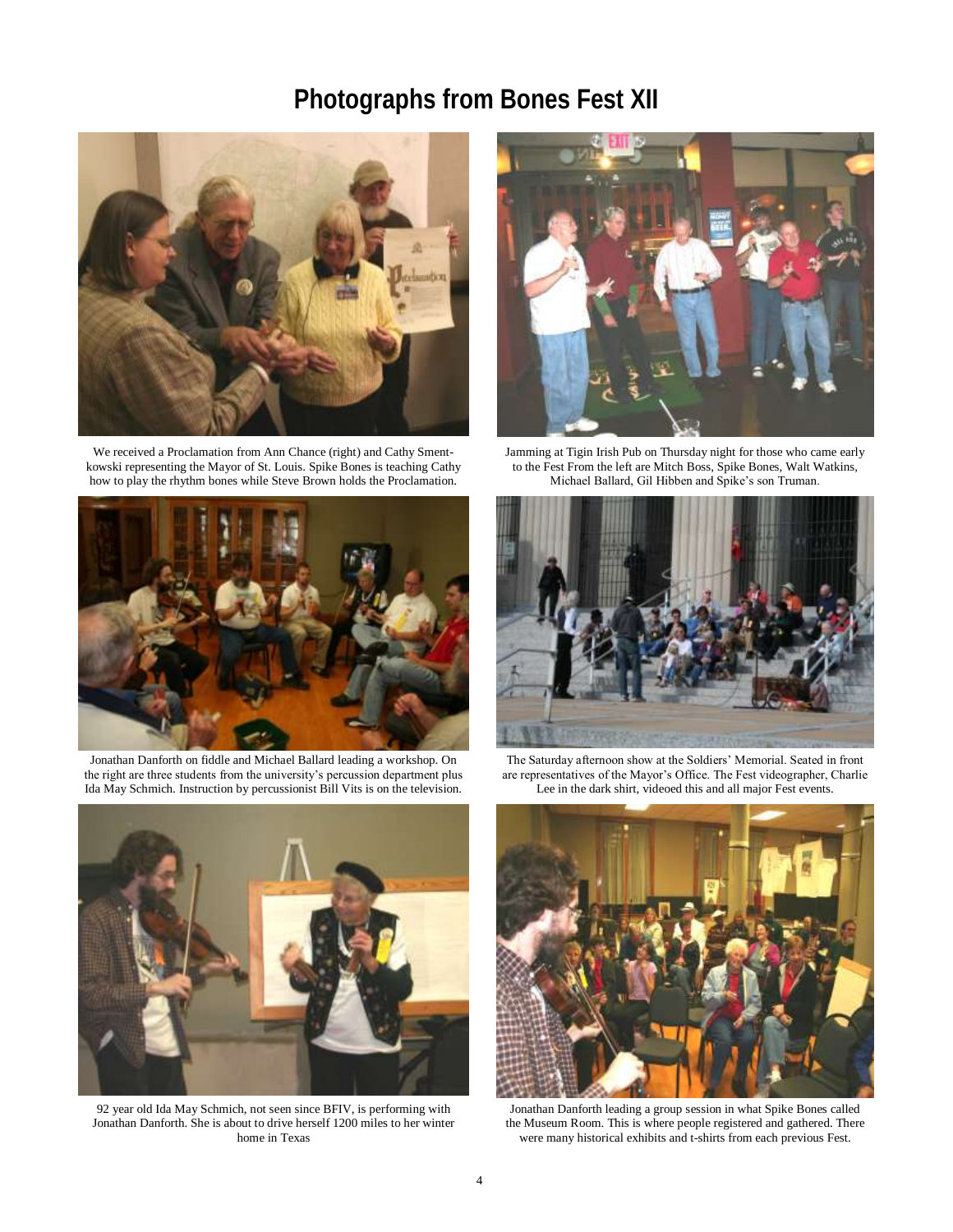# Photographs from Bones Fest XII

We received a Proclamation from Ann Chance (right) and Cathy Sment-kowski representing the Mayor of St. Louis. Spike Bones is teaching Cathy how to play the rhythm bones while Steve Brown holds the Proclamation.

Jamming at Tigin Irish Pub on Thursday night for those who came early to the Fest From the left are Mitch Boss, Spike Bones, Walt Watkins, Michael Ballard, Gil Hibben and Spike's son Truman.

Jonathan Danforth on fiddle and Michael Ballard leading a workshop. On the right are three students from the university's percussion department plus Ida May Schmich. Instruction by percussionist Bill Vits is on the television.

The Saturday afternoon show at the Soldiers' Memorial. Seated in front are representatives of the Mayor's Office. The Fest videographer, Charlie Lee in the dark shirt, videoed this and all major Fest events.

92 year old Ida May Schmich, not seen since BFIV, is performing with Jonathan Danforth. She is about to drive herself 1200 miles to her winter home in Texas

Jonathan Danforth leading a group session in what Spike Bones called the Museum Room. This is where people registered and gathered. There were many historical exhibits and t-shirts from each previous Fest.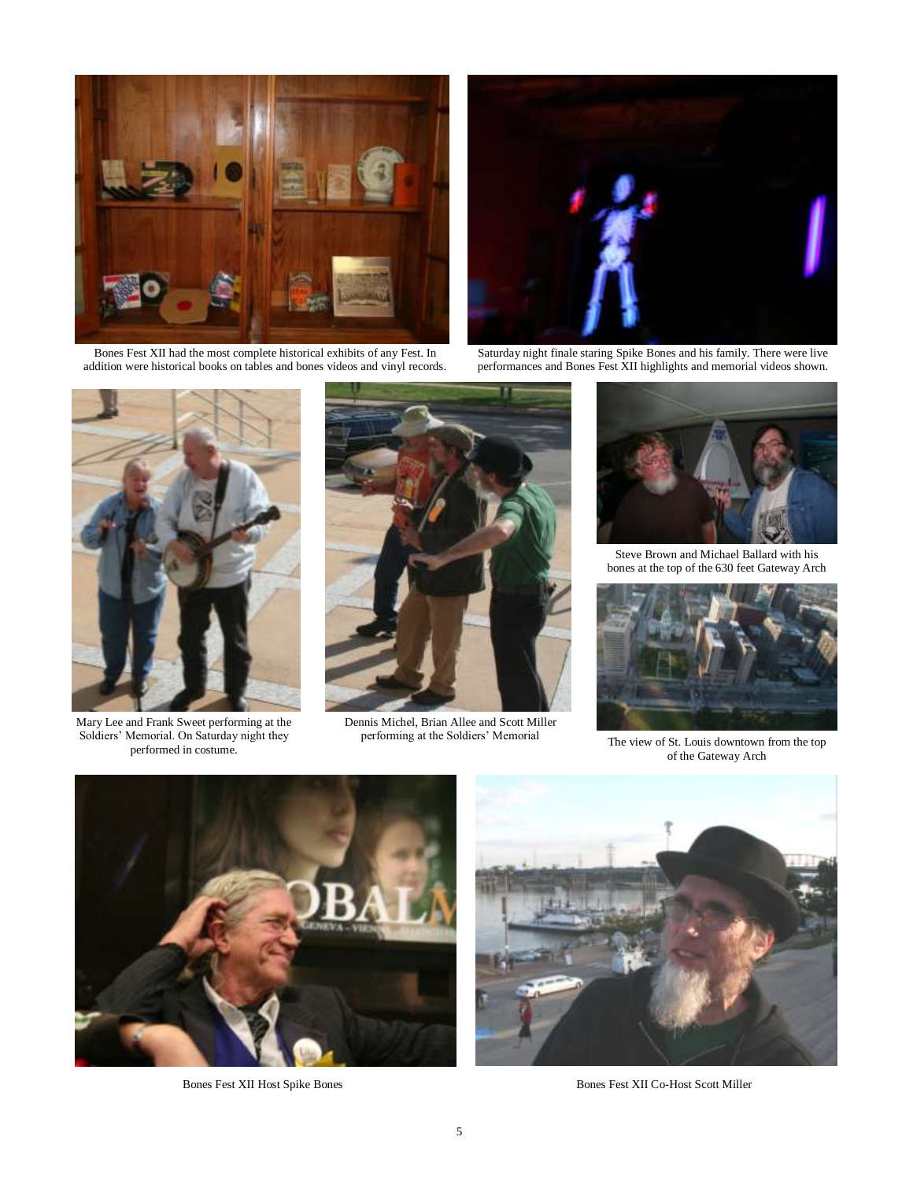Bones Fest XII had the most complete historical exhibits of any Fest. In addition were historical books on tables and bones videos and vinyl records.

Saturday night finale staring Spike Bones and his family. There were live performances and Bones Fest XII highlights and memorial videos shown.

Mary Lee and Frank Sweet performing at the Soldiers' Memorial. On Saturday night they performed in costume.

Dennis Michel, Brian Allee and Scott Miller performing at the Soldiers' Memorial

Steve Brown and Michael Ballard with his bones at the top of the 630 feet Gateway Arch

The view of St. Louis downtown from the top of the Gateway Arch

Bones Fest XII Host Spike Bones

Bones Fest XII Co-Host Scott Miller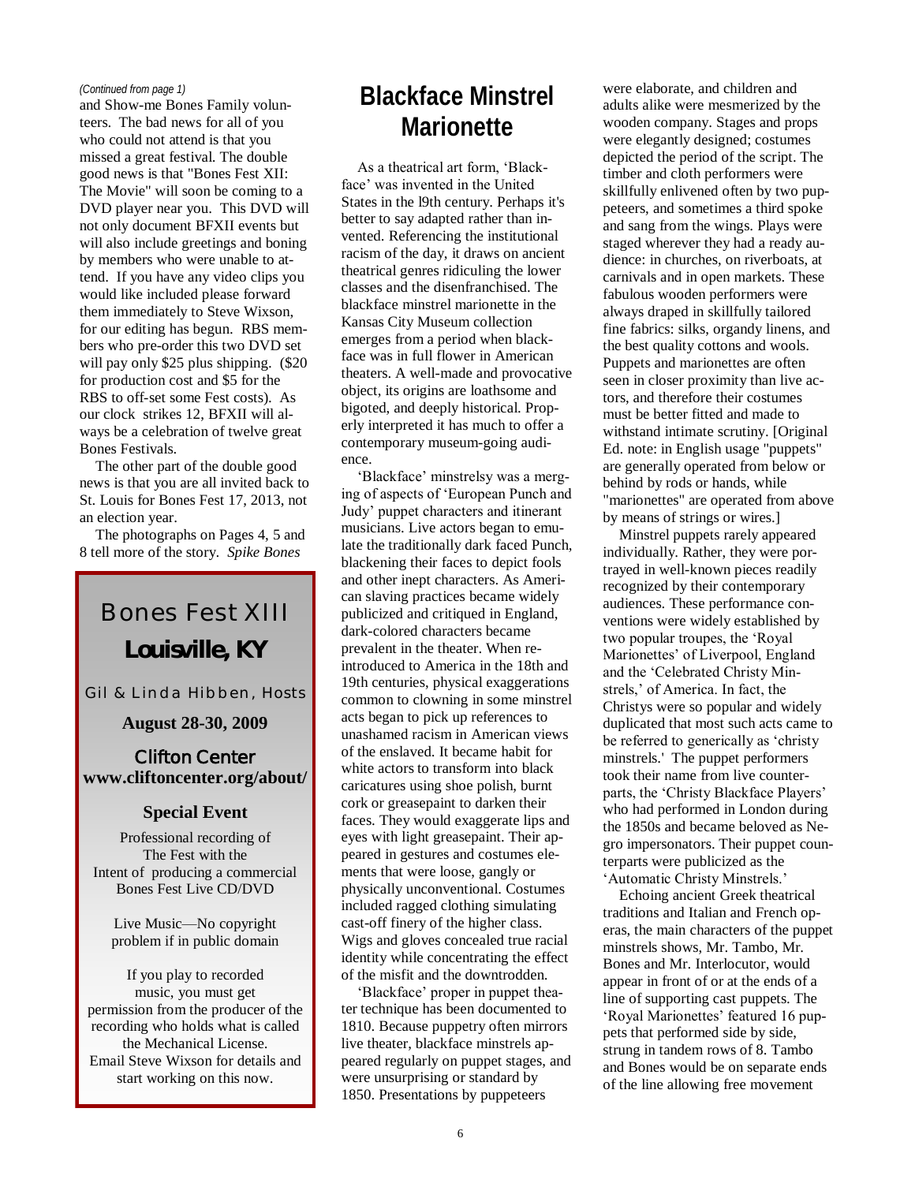*(Continued from page 1)*

and Show-me Bones Family volunteers. The bad news for all of you who could not attend is that you missed a great festival. The double good news is that "Bones Fest XII: The Movie" will soon be coming to a DVD player near you. This DVD will not only document BFXII events but will also include greetings and boning by members who were unable to attend. If you have any video clips you would like included please forward them immediately to Steve Wixson, for our editing has begun. RBS members who pre-order this two DVD set will pay only $25 plus shipping. ($20 for production cost and $5 for the RBS to off-set some Fest costs). As our clock strikes 12, BFXII will always be a celebration of twelve great Bones Festivals.

The other part of the double good news is that you are all invited back to St. Louis for Bones Fest 17, 2013, not an election year.

The photographs on Pages 4, 5 and 8 tell more of the story. *Spike Bones*

## Bones Fest XIII

### Louisville, KY

Gil & Linda Hibben, Hosts

**August 28-30, 2009**

Clifton Center
**www.cliftoncenter.org/about/**

**Special Event**

Professional recording of The Fest with the Intent of producing a commercial Bones Fest Live CD/DVD

Live Music—No copyright problem if in public domain

If you play to recorded music, you must get permission from the producer of the recording who holds what is called the Mechanical License. Email Steve Wixson for details and start working on this now.

# Blackface Minstrel Marionette

As a theatrical art form, 'Blackface' was invented in the United States in the l9th century. Perhaps it's better to say adapted rather than invented. Referencing the institutional racism of the day, it draws on ancient theatrical genres ridiculing the lower classes and the disenfranchised. The blackface minstrel marionette in the Kansas City Museum collection emerges from a period when blackface was in full flower in American theaters. A well-made and provocative object, its origins are loathsome and bigoted, and deeply historical. Properly interpreted it has much to offer a contemporary museum-going audience.

'Blackface' minstrelsy was a merging of aspects of 'European Punch and Judy' puppet characters and itinerant musicians. Live actors began to emulate the traditionally dark faced Punch, blackening their faces to depict fools and other inept characters. As American slaving practices became widely publicized and critiqued in England, dark-colored characters became prevalent in the theater. When reintroduced to America in the 18th and 19th centuries, physical exaggerations common to clowning in some minstrel acts began to pick up references to unashamed racism in American views of the enslaved. It became habit for white actors to transform into black caricatures using shoe polish, burnt cork or greasepaint to darken their faces. They would exaggerate lips and eyes with light greasepaint. Their appeared in gestures and costumes elements that were loose, gangly or physically unconventional. Costumes included ragged clothing simulating cast-off finery of the higher class. Wigs and gloves concealed true racial identity while concentrating the effect of the misfit and the downtrodden.

'Blackface' proper in puppet theater technique has been documented to 1810. Because puppetry often mirrors live theater, blackface minstrels appeared regularly on puppet stages, and were unsurprising or standard by 1850. Presentations by puppeteers were elaborate, and children and adults alike were mesmerized by the wooden company. Stages and props were elegantly designed; costumes depicted the period of the script. The timber and cloth performers were skillfully enlivened often by two puppeteers, and sometimes a third spoke and sang from the wings. Plays were staged wherever they had a ready audience: in churches, on riverboats, at carnivals and in open markets. These fabulous wooden performers were always draped in skillfully tailored fine fabrics: silks, organdy linens, and the best quality cottons and wools. Puppets and marionettes are often seen in closer proximity than live actors, and therefore their costumes must be better fitted and made to withstand intimate scrutiny. [Original Ed. note: in English usage "puppets" are generally operated from below or behind by rods or hands, while "marionettes" are operated from above by means of strings or wires.]

Minstrel puppets rarely appeared individually. Rather, they were portrayed in well-known pieces readily recognized by their contemporary audiences. These performance conventions were widely established by two popular troupes, the 'Royal Marionettes' of Liverpool, England and the 'Celebrated Christy Minstrels,' of America. In fact, the Christys were so popular and widely duplicated that most such acts came to be referred to generically as 'christy minstrels.' The puppet performers took their name from live counterparts, the 'Christy Blackface Players' who had performed in London during the 1850s and became beloved as Negro impersonators. Their puppet counterparts were publicized as the 'Automatic Christy Minstrels.'

Echoing ancient Greek theatrical traditions and Italian and French operas, the main characters of the puppet minstrels shows, Mr. Tambo, Mr. Bones and Mr. Interlocutor, would appear in front of or at the ends of a line of supporting cast puppets. The 'Royal Marionettes' featured 16 puppets that performed side by side, strung in tandem rows of 8. Tambo and Bones would be on separate ends of the line allowing free movement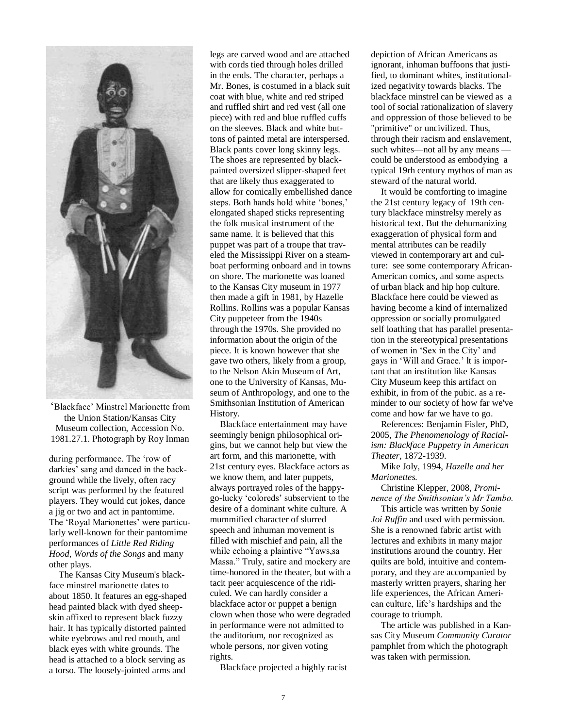'Blackface' Minstrel Marionette from the Union Station/Kansas City Museum collection, Accession No. 1981.27.1. Photograph by Roy Inman

during performance. The 'row of darkies' sang and danced in the background while the lively, often racy script was performed by the featured players. They would cut jokes, dance a jig or two and act in pantomime. The 'Royal Marionettes' were particularly well-known for their pantomime performances of *Little Red Riding Hood*, *Words of the Songs* and many other plays.

The Kansas City Museum's blackface minstrel marionette dates to about 1850. It features an egg-shaped head painted black with dyed sheepskin affixed to represent black fuzzy hair. It has typically distorted painted white eyebrows and red mouth, and black eyes with white grounds. The head is attached to a block serving as a torso. The loosely-jointed arms and legs are carved wood and are attached with cords tied through holes drilled in the ends. The character, perhaps a Mr. Bones, is costumed in a black suit coat with blue, white and red striped and ruffled shirt and red vest (all one piece) with red and blue ruffled cuffs on the sleeves. Black and white buttons of painted metal are interspersed. Black pants cover long skinny legs. The shoes are represented by black-painted oversized slipper-shaped feet that are likely thus exaggerated to allow for comically embellished dance steps. Both hands hold white 'bones,' elongated shaped sticks representing the folk musical instrument of the same name. lt is believed that this puppet was part of a troupe that traveled the Mississippi River on a steamboat performing onboard and in towns on shore. The marionette was loaned to the Kansas City museum in 1977 then made a gift in 1981, by Hazelle Rollins. Rollins was a popular Kansas City puppeteer from the 1940s through the 1970s. She provided no information about the origin of the piece. It is known however that she gave two others, likely from a group, to the Nelson Akin Museum of Art, one to the University of Kansas, Museum of Anthropology, and one to the Smithsonian Institution of American History.

Blackface entertainment may have seemingly benign philosophical origins, but we cannot help but view the art form, and this marionette, with 21st century eyes. Blackface actors as we know them, and later puppets, always portrayed roles of the happy-go-lucky 'coloreds' subservient to the desire of a dominant white culture. A mummified character of slurred speech and inhuman movement is filled with mischief and pain, all the while echoing a plaintive "Yaws,sa Massa." Truly, satire and mockery are time-honored in the theater, but with a tacit peer acquiescence of the ridiculed. We can hardly consider a blackface actor or puppet a benign clown when those who were degraded in performance were not admitted to the auditorium, nor recognized as whole persons, nor given voting rights.

Blackface projected a highly racist depiction of African Americans as ignorant, inhuman buffoons that justified, to dominant whites, institutionalized negativity towards blacks. The blackface minstrel can be viewed as a tool of social rationalization of slavery and oppression of those believed to be "primitive" or uncivilized. Thus, through their racism and enslavement, such whites—not all by any means — could be understood as embodying a typical 19rh century mythos of man as steward of the natural world.

It would be comforting to imagine the 21st century legacy of 19th century blackface minstrelsy merely as historical text. But the dehumanizing exaggeration of physical form and mental attributes can be readily viewed in contemporary art and culture: see some contemporary African-American comics, and some aspects of urban black and hip hop culture. Blackface here could be viewed as having become a kind of internalized oppression or socially promulgated self loathing that has parallel presentation in the stereotypical presentations of women in 'Sex in the City' and gays in 'Will and Grace.' lt is important that an institution like Kansas City Museum keep this artifact on exhibit, in from of the pubic. as a reminder to our society of how far we've come and how far we have to go.

References: Benjamin Fisler, PhD, 2005, *The Phenomenology of Racialism: Blackface Puppetry in American Theater,* 1872-1939.

Mike Joly, 1994, *Hazelle and her Marionettes.*

Christine Klepper, 2008, *Prominence of the Smithsonian's Mr Tambo.*

This article was written by *Sonie Joi Ruffin* and used with permission. She is a renowned fabric artist with lectures and exhibits in many major institutions around the country. Her quilts are bold, intuitive and contemporary, and they are accompanied by masterly written prayers, sharing her life experiences, the African American culture, life's hardships and the courage to triumph.

The article was published in a Kansas City Museum *Community Curator* pamphlet from which the photograph was taken with permission.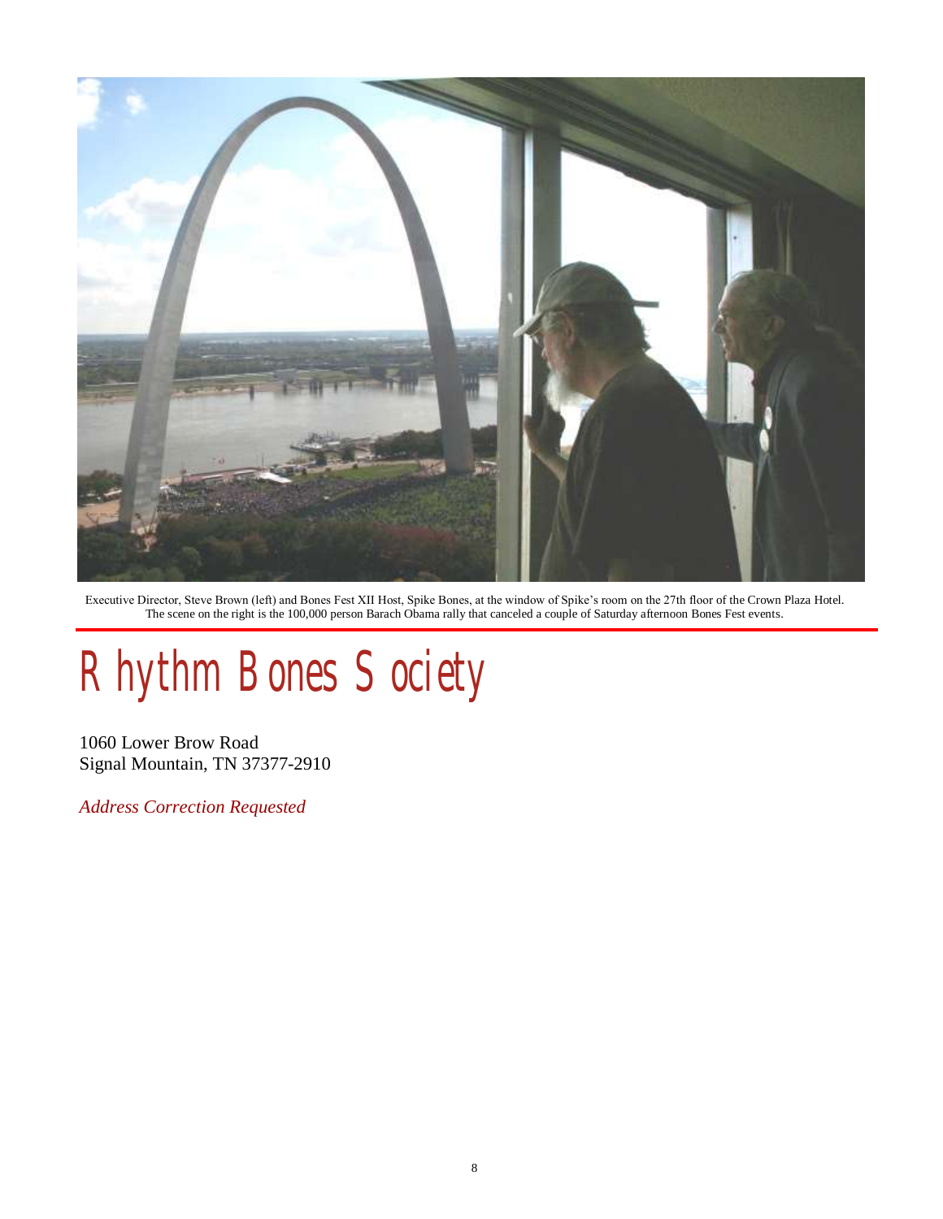Executive Director, Steve Brown (left) and Bones Fest XII Host, Spike Bones, at the window of Spike's room on the 27th floor of the Crown Plaza Hotel. The scene on the right is the 100,000 person Barach Obama rally that canceled a couple of Saturday afternoon Bones Fest events.

# Rhythm Bones Society

1060 Lower Brow Road
Signal Mountain, TN 37377-2910

*Address Correction Requested*